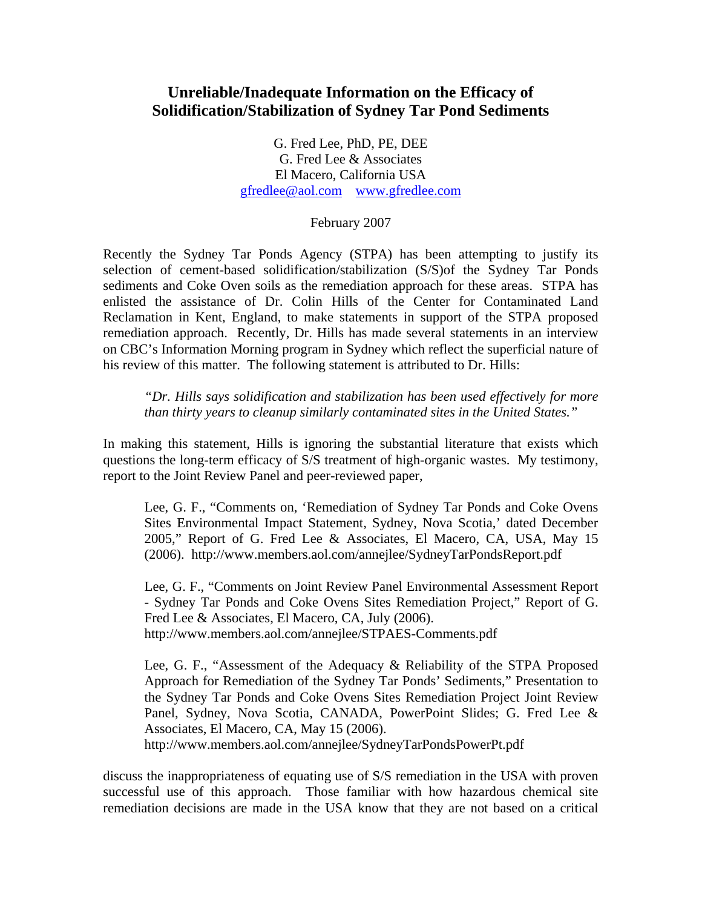# Unreliable/Inadequate Information on the Efficacy of Solidification/Stabilization of Sydney Tar Pond Sediments

G. Fred Lee, PhD, PE, DEE
G. Fred Lee & Associates
El Macero, California USA
gfredlee@aol.com www.gfredlee.com

February 2007

Recently the Sydney Tar Ponds Agency (STPA) has been attempting to justify its selection of cement-based solidification/stabilization (S/S)of the Sydney Tar Ponds sediments and Coke Oven soils as the remediation approach for these areas. STPA has enlisted the assistance of Dr. Colin Hills of the Center for Contaminated Land Reclamation in Kent, England, to make statements in support of the STPA proposed remediation approach. Recently, Dr. Hills has made several statements in an interview on CBC's Information Morning program in Sydney which reflect the superficial nature of his review of this matter. The following statement is attributed to Dr. Hills:

> *"Dr. Hills says solidification and stabilization has been used effectively for more than thirty years to cleanup similarly contaminated sites in the United States."*

In making this statement, Hills is ignoring the substantial literature that exists which questions the long-term efficacy of S/S treatment of high-organic wastes. My testimony, report to the Joint Review Panel and peer-reviewed paper,

> Lee, G. F., "Comments on, 'Remediation of Sydney Tar Ponds and Coke Ovens Sites Environmental Impact Statement, Sydney, Nova Scotia,' dated December 2005," Report of G. Fred Lee & Associates, El Macero, CA, USA, May 15 (2006). http://www.members.aol.com/annejlee/SydneyTarPondsReport.pdf
>
> Lee, G. F., "Comments on Joint Review Panel Environmental Assessment Report - Sydney Tar Ponds and Coke Ovens Sites Remediation Project," Report of G. Fred Lee & Associates, El Macero, CA, July (2006). http://www.members.aol.com/annejlee/STPAES-Comments.pdf
>
> Lee, G. F., "Assessment of the Adequacy & Reliability of the STPA Proposed Approach for Remediation of the Sydney Tar Ponds' Sediments," Presentation to the Sydney Tar Ponds and Coke Ovens Sites Remediation Project Joint Review Panel, Sydney, Nova Scotia, CANADA, PowerPoint Slides; G. Fred Lee & Associates, El Macero, CA, May 15 (2006). http://www.members.aol.com/annejlee/SydneyTarPondsPowerPt.pdf

discuss the inappropriateness of equating use of S/S remediation in the USA with proven successful use of this approach. Those familiar with how hazardous chemical site remediation decisions are made in the USA know that they are not based on a critical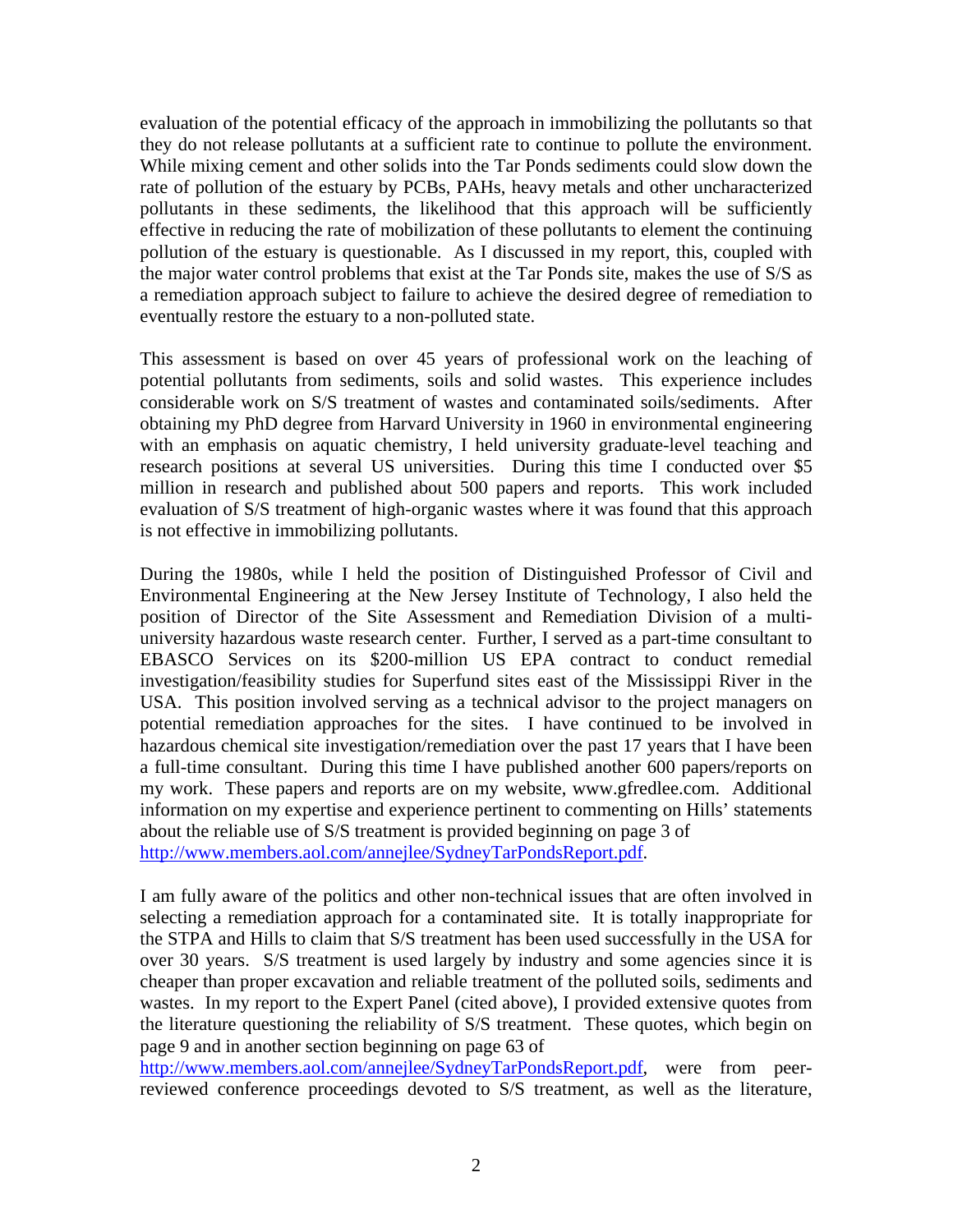evaluation of the potential efficacy of the approach in immobilizing the pollutants so that they do not release pollutants at a sufficient rate to continue to pollute the environment. While mixing cement and other solids into the Tar Ponds sediments could slow down the rate of pollution of the estuary by PCBs, PAHs, heavy metals and other uncharacterized pollutants in these sediments, the likelihood that this approach will be sufficiently effective in reducing the rate of mobilization of these pollutants to element the continuing pollution of the estuary is questionable. As I discussed in my report, this, coupled with the major water control problems that exist at the Tar Ponds site, makes the use of S/S as a remediation approach subject to failure to achieve the desired degree of remediation to eventually restore the estuary to a non-polluted state.

This assessment is based on over 45 years of professional work on the leaching of potential pollutants from sediments, soils and solid wastes. This experience includes considerable work on S/S treatment of wastes and contaminated soils/sediments. After obtaining my PhD degree from Harvard University in 1960 in environmental engineering with an emphasis on aquatic chemistry, I held university graduate-level teaching and research positions at several US universities. During this time I conducted over $5 million in research and published about 500 papers and reports. This work included evaluation of S/S treatment of high-organic wastes where it was found that this approach is not effective in immobilizing pollutants.

During the 1980s, while I held the position of Distinguished Professor of Civil and Environmental Engineering at the New Jersey Institute of Technology, I also held the position of Director of the Site Assessment and Remediation Division of a multi-university hazardous waste research center. Further, I served as a part-time consultant to EBASCO Services on its $200-million US EPA contract to conduct remedial investigation/feasibility studies for Superfund sites east of the Mississippi River in the USA. This position involved serving as a technical advisor to the project managers on potential remediation approaches for the sites. I have continued to be involved in hazardous chemical site investigation/remediation over the past 17 years that I have been a full-time consultant. During this time I have published another 600 papers/reports on my work. These papers and reports are on my website, www.gfredlee.com. Additional information on my expertise and experience pertinent to commenting on Hills' statements about the reliable use of S/S treatment is provided beginning on page 3 of http://www.members.aol.com/annejlee/SydneyTarPondsReport.pdf.

I am fully aware of the politics and other non-technical issues that are often involved in selecting a remediation approach for a contaminated site. It is totally inappropriate for the STPA and Hills to claim that S/S treatment has been used successfully in the USA for over 30 years. S/S treatment is used largely by industry and some agencies since it is cheaper than proper excavation and reliable treatment of the polluted soils, sediments and wastes. In my report to the Expert Panel (cited above), I provided extensive quotes from the literature questioning the reliability of S/S treatment. These quotes, which begin on page 9 and in another section beginning on page 63 of http://www.members.aol.com/annejlee/SydneyTarPondsReport.pdf, were from peer-reviewed conference proceedings devoted to S/S treatment, as well as the literature,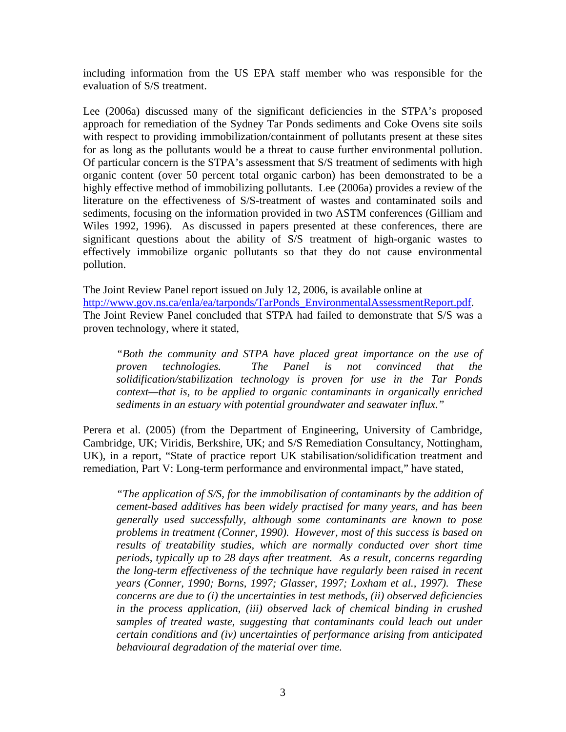including information from the US EPA staff member who was responsible for the evaluation of S/S treatment.

Lee (2006a) discussed many of the significant deficiencies in the STPA's proposed approach for remediation of the Sydney Tar Ponds sediments and Coke Ovens site soils with respect to providing immobilization/containment of pollutants present at these sites for as long as the pollutants would be a threat to cause further environmental pollution. Of particular concern is the STPA's assessment that S/S treatment of sediments with high organic content (over 50 percent total organic carbon) has been demonstrated to be a highly effective method of immobilizing pollutants. Lee (2006a) provides a review of the literature on the effectiveness of S/S-treatment of wastes and contaminated soils and sediments, focusing on the information provided in two ASTM conferences (Gilliam and Wiles 1992, 1996). As discussed in papers presented at these conferences, there are significant questions about the ability of S/S treatment of high-organic wastes to effectively immobilize organic pollutants so that they do not cause environmental pollution.

The Joint Review Panel report issued on July 12, 2006, is available online at [http://www.gov.ns.ca/enla/ea/tarponds/TarPonds_EnvironmentalAssessmentReport.pdf](http://www.gov.ns.ca/enla/ea/tarponds/TarPonds_EnvironmentalAssessmentReport.pdf). The Joint Review Panel concluded that STPA had failed to demonstrate that S/S was a proven technology, where it stated,

> *"Both the community and STPA have placed great importance on the use of proven technologies. The Panel is not convinced that the solidification/stabilization technology is proven for use in the Tar Ponds context—that is, to be applied to organic contaminants in organically enriched sediments in an estuary with potential groundwater and seawater influx."*

Perera et al. (2005) (from the Department of Engineering, University of Cambridge, Cambridge, UK; Viridis, Berkshire, UK; and S/S Remediation Consultancy, Nottingham, UK), in a report, "State of practice report UK stabilisation/solidification treatment and remediation, Part V: Long-term performance and environmental impact," have stated,

> *"The application of S/S, for the immobilisation of contaminants by the addition of cement-based additives has been widely practised for many years, and has been generally used successfully, although some contaminants are known to pose problems in treatment (Conner, 1990). However, most of this success is based on results of treatability studies, which are normally conducted over short time periods, typically up to 28 days after treatment. As a result, concerns regarding the long-term effectiveness of the technique have regularly been raised in recent years (Conner, 1990; Borns, 1997; Glasser, 1997; Loxham et al., 1997). These concerns are due to (i) the uncertainties in test methods, (ii) observed deficiencies in the process application, (iii) observed lack of chemical binding in crushed samples of treated waste, suggesting that contaminants could leach out under certain conditions and (iv) uncertainties of performance arising from anticipated behavioural degradation of the material over time.*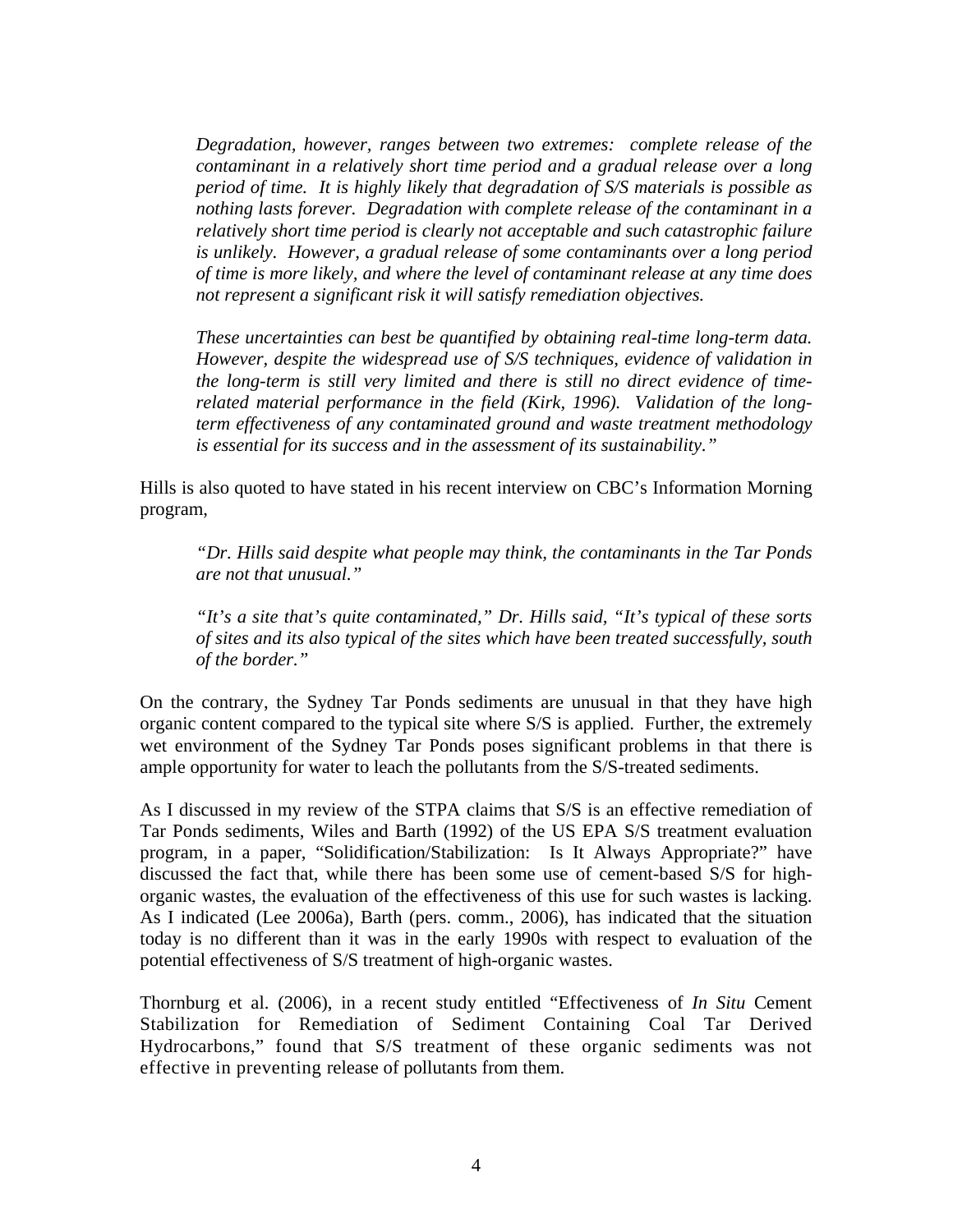> *Degradation, however, ranges between two extremes: complete release of the contaminant in a relatively short time period and a gradual release over a long period of time. It is highly likely that degradation of S/S materials is possible as nothing lasts forever. Degradation with complete release of the contaminant in a relatively short time period is clearly not acceptable and such catastrophic failure is unlikely. However, a gradual release of some contaminants over a long period of time is more likely, and where the level of contaminant release at any time does not represent a significant risk it will satisfy remediation objectives.*
>
> *These uncertainties can best be quantified by obtaining real-time long-term data. However, despite the widespread use of S/S techniques, evidence of validation in the long-term is still very limited and there is still no direct evidence of time-related material performance in the field (Kirk, 1996). Validation of the long-term effectiveness of any contaminated ground and waste treatment methodology is essential for its success and in the assessment of its sustainability."*

Hills is also quoted to have stated in his recent interview on CBC's Information Morning program,

> *"Dr. Hills said despite what people may think, the contaminants in the Tar Ponds are not that unusual."*
>
> *"It's a site that's quite contaminated," Dr. Hills said, "It's typical of these sorts of sites and its also typical of the sites which have been treated successfully, south of the border."*

On the contrary, the Sydney Tar Ponds sediments are unusual in that they have high organic content compared to the typical site where S/S is applied. Further, the extremely wet environment of the Sydney Tar Ponds poses significant problems in that there is ample opportunity for water to leach the pollutants from the S/S-treated sediments.

As I discussed in my review of the STPA claims that S/S is an effective remediation of Tar Ponds sediments, Wiles and Barth (1992) of the US EPA S/S treatment evaluation program, in a paper, "Solidification/Stabilization: Is It Always Appropriate?" have discussed the fact that, while there has been some use of cement-based S/S for high-organic wastes, the evaluation of the effectiveness of this use for such wastes is lacking. As I indicated (Lee 2006a), Barth (pers. comm., 2006), has indicated that the situation today is no different than it was in the early 1990s with respect to evaluation of the potential effectiveness of S/S treatment of high-organic wastes.

Thornburg et al. (2006), in a recent study entitled "Effectiveness of *In Situ* Cement Stabilization for Remediation of Sediment Containing Coal Tar Derived Hydrocarbons," found that S/S treatment of these organic sediments was not effective in preventing release of pollutants from them.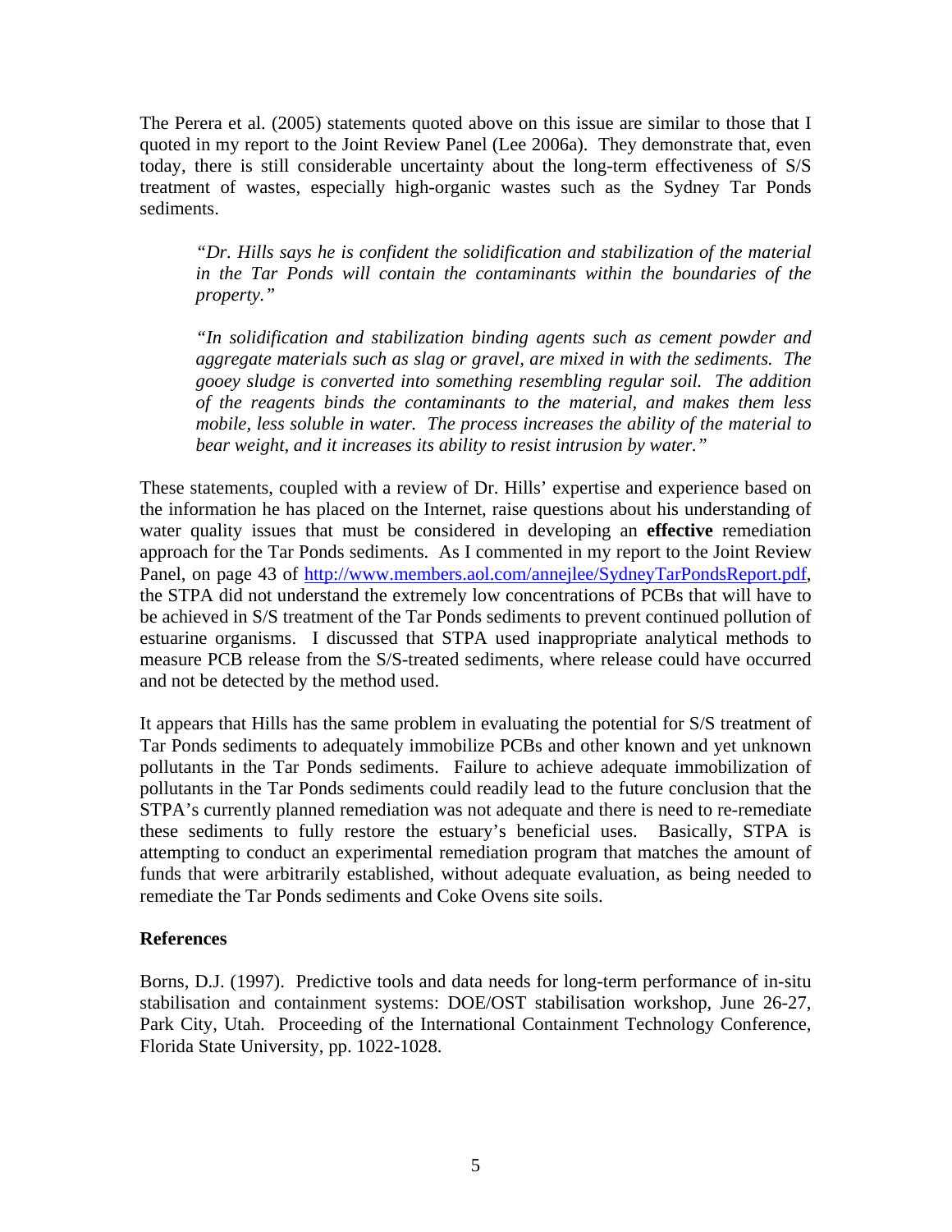The Perera et al. (2005) statements quoted above on this issue are similar to those that I quoted in my report to the Joint Review Panel (Lee 2006a). They demonstrate that, even today, there is still considerable uncertainty about the long-term effectiveness of S/S treatment of wastes, especially high-organic wastes such as the Sydney Tar Ponds sediments.

> *"Dr. Hills says he is confident the solidification and stabilization of the material in the Tar Ponds will contain the contaminants within the boundaries of the property."*
>
> *"In solidification and stabilization binding agents such as cement powder and aggregate materials such as slag or gravel, are mixed in with the sediments. The gooey sludge is converted into something resembling regular soil. The addition of the reagents binds the contaminants to the material, and makes them less mobile, less soluble in water. The process increases the ability of the material to bear weight, and it increases its ability to resist intrusion by water."*

These statements, coupled with a review of Dr. Hills' expertise and experience based on the information he has placed on the Internet, raise questions about his understanding of water quality issues that must be considered in developing an **effective** remediation approach for the Tar Ponds sediments. As I commented in my report to the Joint Review Panel, on page 43 of http://www.members.aol.com/annejlee/SydneyTarPondsReport.pdf, the STPA did not understand the extremely low concentrations of PCBs that will have to be achieved in S/S treatment of the Tar Ponds sediments to prevent continued pollution of estuarine organisms. I discussed that STPA used inappropriate analytical methods to measure PCB release from the S/S-treated sediments, where release could have occurred and not be detected by the method used.

It appears that Hills has the same problem in evaluating the potential for S/S treatment of Tar Ponds sediments to adequately immobilize PCBs and other known and yet unknown pollutants in the Tar Ponds sediments. Failure to achieve adequate immobilization of pollutants in the Tar Ponds sediments could readily lead to the future conclusion that the STPA's currently planned remediation was not adequate and there is need to re-remediate these sediments to fully restore the estuary's beneficial uses. Basically, STPA is attempting to conduct an experimental remediation program that matches the amount of funds that were arbitrarily established, without adequate evaluation, as being needed to remediate the Tar Ponds sediments and Coke Ovens site soils.

### References

Borns, D.J. (1997). Predictive tools and data needs for long-term performance of in-situ stabilisation and containment systems: DOE/OST stabilisation workshop, June 26-27, Park City, Utah. Proceeding of the International Containment Technology Conference, Florida State University, pp. 1022-1028.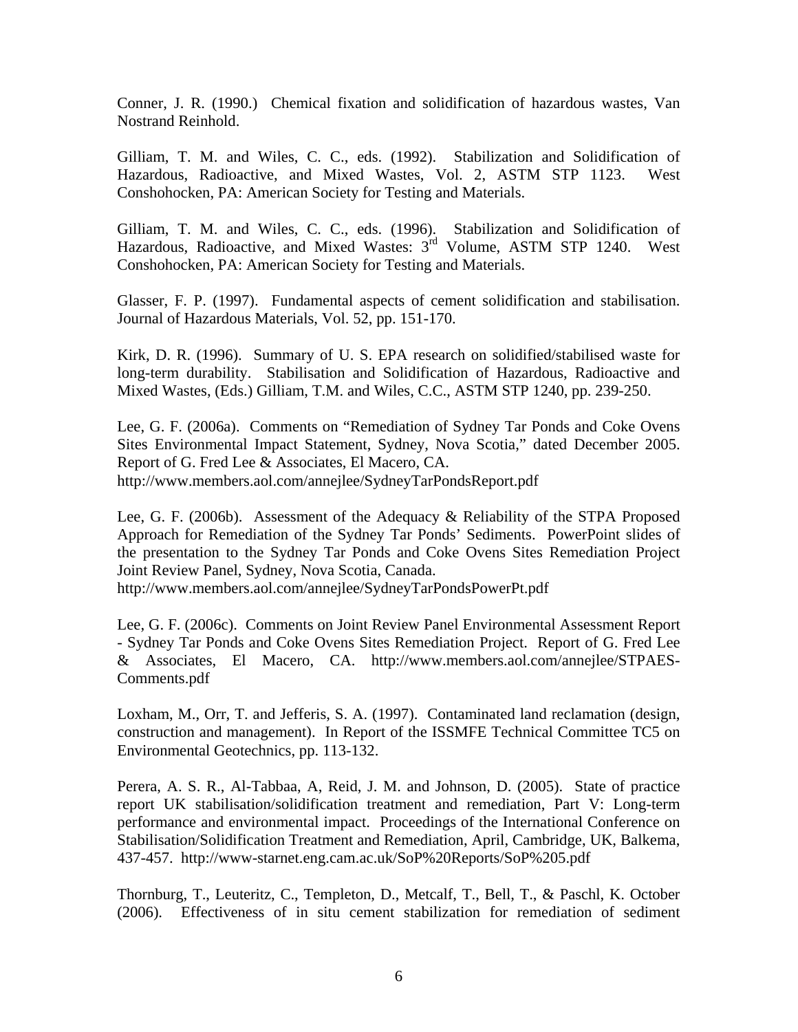Conner, J. R. (1990.) Chemical fixation and solidification of hazardous wastes, Van Nostrand Reinhold.

Gilliam, T. M. and Wiles, C. C., eds. (1992). Stabilization and Solidification of Hazardous, Radioactive, and Mixed Wastes, Vol. 2, ASTM STP 1123. West Conshohocken, PA: American Society for Testing and Materials.

Gilliam, T. M. and Wiles, C. C., eds. (1996). Stabilization and Solidification of Hazardous, Radioactive, and Mixed Wastes: 3rd Volume, ASTM STP 1240. West Conshohocken, PA: American Society for Testing and Materials.

Glasser, F. P. (1997). Fundamental aspects of cement solidification and stabilisation. Journal of Hazardous Materials, Vol. 52, pp. 151-170.

Kirk, D. R. (1996). Summary of U. S. EPA research on solidified/stabilised waste for long-term durability. Stabilisation and Solidification of Hazardous, Radioactive and Mixed Wastes, (Eds.) Gilliam, T.M. and Wiles, C.C., ASTM STP 1240, pp. 239-250.

Lee, G. F. (2006a). Comments on "Remediation of Sydney Tar Ponds and Coke Ovens Sites Environmental Impact Statement, Sydney, Nova Scotia," dated December 2005. Report of G. Fred Lee & Associates, El Macero, CA. http://www.members.aol.com/annejlee/SydneyTarPondsReport.pdf

Lee, G. F. (2006b). Assessment of the Adequacy & Reliability of the STPA Proposed Approach for Remediation of the Sydney Tar Ponds' Sediments. PowerPoint slides of the presentation to the Sydney Tar Ponds and Coke Ovens Sites Remediation Project Joint Review Panel, Sydney, Nova Scotia, Canada. http://www.members.aol.com/annejlee/SydneyTarPondsPowerPt.pdf

Lee, G. F. (2006c). Comments on Joint Review Panel Environmental Assessment Report - Sydney Tar Ponds and Coke Ovens Sites Remediation Project. Report of G. Fred Lee & Associates, El Macero, CA. http://www.members.aol.com/annejlee/STPAES-Comments.pdf

Loxham, M., Orr, T. and Jefferis, S. A. (1997). Contaminated land reclamation (design, construction and management). In Report of the ISSMFE Technical Committee TC5 on Environmental Geotechnics, pp. 113-132.

Perera, A. S. R., Al-Tabbaa, A, Reid, J. M. and Johnson, D. (2005). State of practice report UK stabilisation/solidification treatment and remediation, Part V: Long-term performance and environmental impact. Proceedings of the International Conference on Stabilisation/Solidification Treatment and Remediation, April, Cambridge, UK, Balkema, 437-457. http://www-starnet.eng.cam.ac.uk/SoP%20Reports/SoP%205.pdf

Thornburg, T., Leuteritz, C., Templeton, D., Metcalf, T., Bell, T., & Paschl, K. October (2006). Effectiveness of in situ cement stabilization for remediation of sediment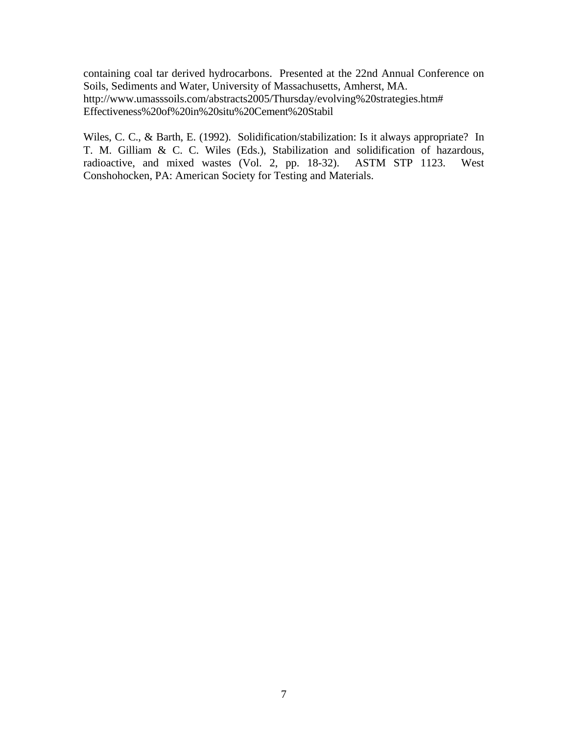containing coal tar derived hydrocarbons. Presented at the 22nd Annual Conference on Soils, Sediments and Water, University of Massachusetts, Amherst, MA.
http://www.umasssoils.com/abstracts2005/Thursday/evolving%20strategies.htm#
Effectiveness%20of%20in%20situ%20Cement%20Stabil

Wiles, C. C., & Barth, E. (1992). Solidification/stabilization: Is it always appropriate? In T. M. Gilliam & C. C. Wiles (Eds.), Stabilization and solidification of hazardous, radioactive, and mixed wastes (Vol. 2, pp. 18-32). ASTM STP 1123. West Conshohocken, PA: American Society for Testing and Materials.